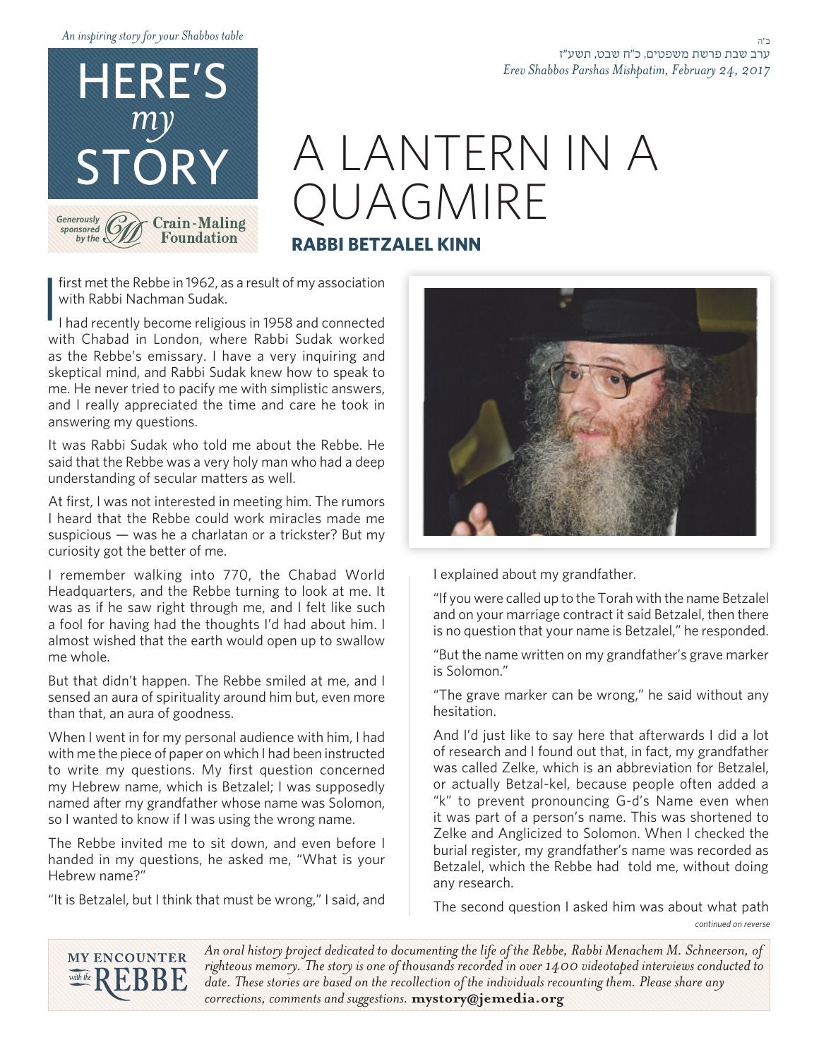*An inspiring story for your Shabbos table*

# HERE'S *my* STORY

Generously sponsored by the Crain-Maling Foundation

ב"ה

ערב שבת פרשת משפטים, כ"ח שבט, תשע"ז

*Erev Shabbos Parshas Mishpatim, February 24, 2017*

# A LANTERN IN A QUAGMIRE

## RABBI BETZALEL KINN

I first met the Rebbe in 1962, as a result of my association with Rabbi Nachman Sudak.

I had recently become religious in 1958 and connected with Chabad in London, where Rabbi Sudak worked as the Rebbe's emissary. I have a very inquiring and skeptical mind, and Rabbi Sudak knew how to speak to me. He never tried to pacify me with simplistic answers, and I really appreciated the time and care he took in answering my questions.

It was Rabbi Sudak who told me about the Rebbe. He said that the Rebbe was a very holy man who had a deep understanding of secular matters as well.

At first, I was not interested in meeting him. The rumors I heard that the Rebbe could work miracles made me suspicious — was he a charlatan or a trickster? But my curiosity got the better of me.

I remember walking into 770, the Chabad World Headquarters, and the Rebbe turning to look at me. It was as if he saw right through me, and I felt like such a fool for having had the thoughts I'd had about him. I almost wished that the earth would open up to swallow me whole.

But that didn't happen. The Rebbe smiled at me, and I sensed an aura of spirituality around him but, even more than that, an aura of goodness.

When I went in for my personal audience with him, I had with me the piece of paper on which I had been instructed to write my questions. My first question concerned my Hebrew name, which is Betzalel; I was supposedly named after my grandfather whose name was Solomon, so I wanted to know if I was using the wrong name.

The Rebbe invited me to sit down, and even before I handed in my questions, he asked me, "What is your Hebrew name?"

"It is Betzalel, but I think that must be wrong," I said, and I explained about my grandfather.

"If you were called up to the Torah with the name Betzalel and on your marriage contract it said Betzalel, then there is no question that your name is Betzalel," he responded.

"But the name written on my grandfather's grave marker is Solomon."

"The grave marker can be wrong," he said without any hesitation.

And I'd just like to say here that afterwards I did a lot of research and I found out that, in fact, my grandfather was called Zelke, which is an abbreviation for Betzalel, or actually Betzal-kel, because people often added a "k" to prevent pronouncing G-d's Name even when it was part of a person's name. This was shortened to Zelke and Anglicized to Solomon. When I checked the burial register, my grandfather's name was recorded as Betzalel, which the Rebbe had told me, without doing any research.

The second question I asked him was about what path

*continued on reverse*

MY ENCOUNTER with the REBBE

*An oral history project dedicated to documenting the life of the Rebbe, Rabbi Menachem M. Schneerson, of righteous memory. The story is one of thousands recorded in over 1400 videotaped interviews conducted to date. These stories are based on the recollection of the individuals recounting them. Please share any corrections, comments and suggestions.* **mystory@jemedia.org**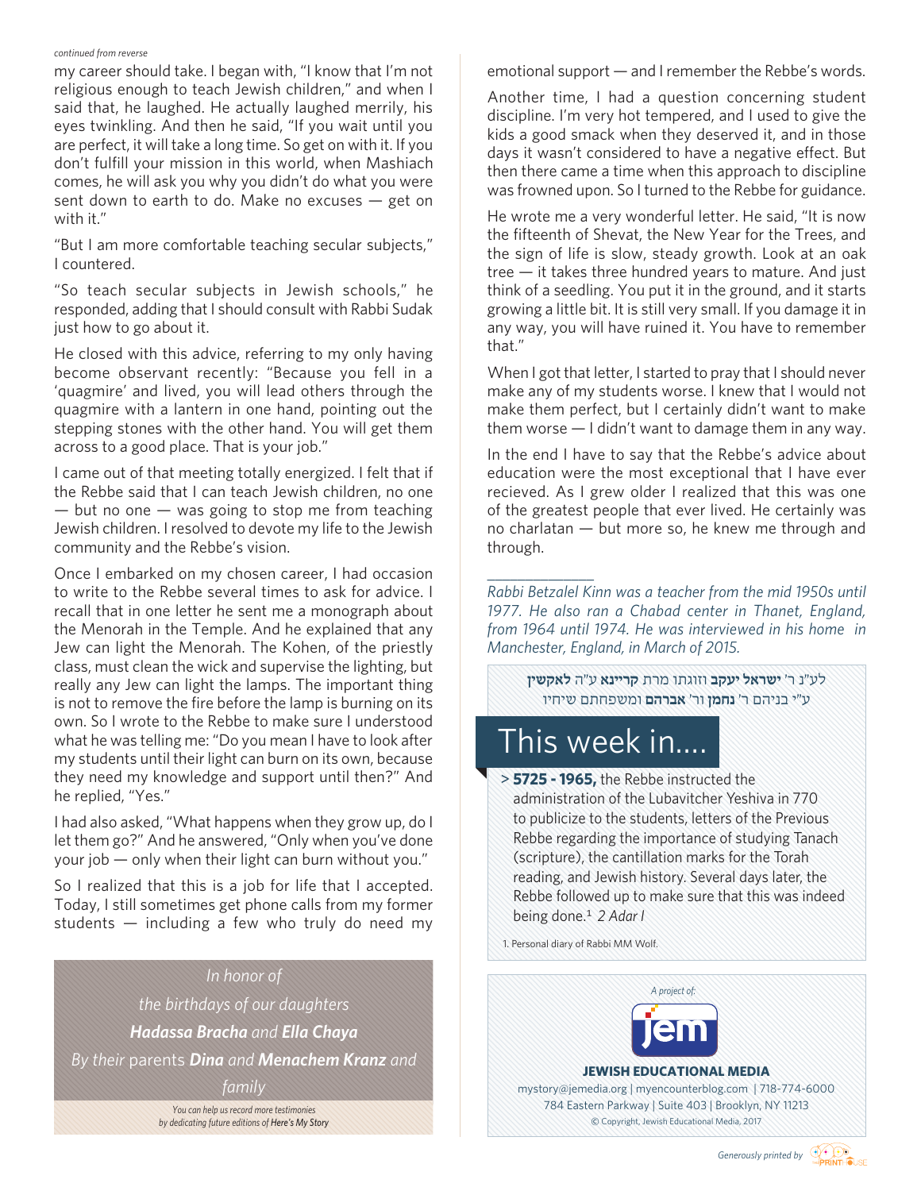*continued from reverse*

my career should take. I began with, "I know that I'm not religious enough to teach Jewish children," and when I said that, he laughed. He actually laughed merrily, his eyes twinkling. And then he said, "If you wait until you are perfect, it will take a long time. So get on with it. If you don't fulfill your mission in this world, when Mashiach comes, he will ask you why you didn't do what you were sent down to earth to do. Make no excuses — get on with it."

"But I am more comfortable teaching secular subjects," I countered.

"So teach secular subjects in Jewish schools," he responded, adding that I should consult with Rabbi Sudak just how to go about it.

He closed with this advice, referring to my only having become observant recently: "Because you fell in a 'quagmire' and lived, you will lead others through the quagmire with a lantern in one hand, pointing out the stepping stones with the other hand. You will get them across to a good place. That is your job."

I came out of that meeting totally energized. I felt that if the Rebbe said that I can teach Jewish children, no one — but no one — was going to stop me from teaching Jewish children. I resolved to devote my life to the Jewish community and the Rebbe's vision.

Once I embarked on my chosen career, I had occasion to write to the Rebbe several times to ask for advice. I recall that in one letter he sent me a monograph about the Menorah in the Temple. And he explained that any Jew can light the Menorah. The Kohen, of the priestly class, must clean the wick and supervise the lighting, but really any Jew can light the lamps. The important thing is not to remove the fire before the lamp is burning on its own. So I wrote to the Rebbe to make sure I understood what he was telling me: "Do you mean I have to look after my students until their light can burn on its own, because they need my knowledge and support until then?" And he replied, "Yes."

I had also asked, "What happens when they grow up, do I let them go?" And he answered, "Only when you've done your job — only when their light can burn without you."

So I realized that this is a job for life that I accepted. Today, I still sometimes get phone calls from my former students — including a few who truly do need my emotional support — and I remember the Rebbe's words.

Another time, I had a question concerning student discipline. I'm very hot tempered, and I used to give the kids a good smack when they deserved it, and in those days it wasn't considered to have a negative effect. But then there came a time when this approach to discipline was frowned upon. So I turned to the Rebbe for guidance.

He wrote me a very wonderful letter. He said, "It is now the fifteenth of Shevat, the New Year for the Trees, and the sign of life is slow, steady growth. Look at an oak tree — it takes three hundred years to mature. And just think of a seedling. You put it in the ground, and it starts growing a little bit. It is still very small. If you damage it in any way, you will have ruined it. You have to remember that."

When I got that letter, I started to pray that I should never make any of my students worse. I knew that I would not make them perfect, but I certainly didn't want to make them worse — I didn't want to damage them in any way.

In the end I have to say that the Rebbe's advice about education were the most exceptional that I have ever recieved. As I grew older I realized that this was one of the greatest people that ever lived. He certainly was no charlatan — but more so, he knew me through and through.

---

*Rabbi Betzalel Kinn was a teacher from the mid 1950s until 1977. He also ran a Chabad center in Thanet, England, from 1964 until 1974. He was interviewed in his home in Manchester, England, in March of 2015.*

לע"נ ר' **ישראל יעקב** וזוגתו מרת **קריינא** ע"ה **לאקשין**
ע"י בניהם ר' **נחמן** ור' **אברהם** ומשפחתם שיחיו

## This week in....

> **5725 - 1965,** the Rebbe instructed the administration of the Lubavitcher Yeshiva in 770 to publicize to the students, letters of the Previous Rebbe regarding the importance of studying Tanach (scripture), the cantillation marks for the Torah reading, and Jewish history. Several days later, the Rebbe followed up to make sure that this was indeed being done.[1] *2 Adar I*

1. Personal diary of Rabbi MM Wolf.

*In honor of*
*the birthdays of our daughters*
***Hadassa Bracha** and **Ella Chaya***
*By their parents **Dina** and **Menachem Kranz** and family*

*You can help us record more testimonies by dedicating future editions of **Here's My Story***

*A project of:*

jem

**JEWISH EDUCATIONAL MEDIA**
mystory@jemedia.org | myencounterblog.com | 718-774-6000
784 Eastern Parkway | Suite 403 | Brooklyn, NY 11213
© Copyright, Jewish Educational Media, 2017

*Generously printed by* PRINT HOUSE